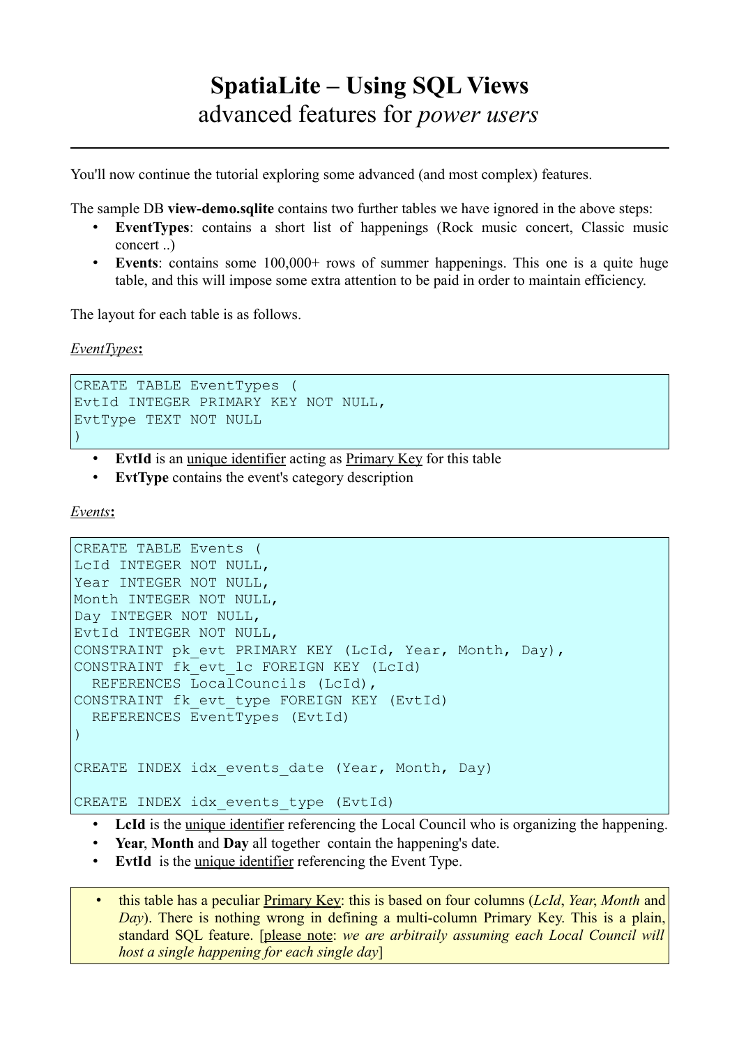# SpatiaLite – Using SQL Views
## advanced features for *power users*

---

You'll now continue the tutorial exploring some advanced (and most complex) features.

The sample DB **view-demo.sqlite** contains two further tables we have ignored in the above steps:

- **EventTypes**: contains a short list of happenings (Rock music concert, Classic music concert ..)
- **Events**: contains some 100,000+ rows of summer happenings. This one is a quite huge table, and this will impose some extra attention to be paid in order to maintain efficiency.

The layout for each table is as follows.

*EventTypes***:**

```
CREATE TABLE EventTypes (
EvtId INTEGER PRIMARY KEY NOT NULL,
EvtType TEXT NOT NULL
)
```

- **EvtId** is an unique identifier acting as Primary Key for this table
- **EvtType** contains the event's category description

*Events***:**

```
CREATE TABLE Events (
LcId INTEGER NOT NULL,
Year INTEGER NOT NULL,
Month INTEGER NOT NULL,
Day INTEGER NOT NULL,
EvtId INTEGER NOT NULL,
CONSTRAINT pk_evt PRIMARY KEY (LcId, Year, Month, Day),
CONSTRAINT fk_evt_lc FOREIGN KEY (LcId)
  REFERENCES LocalCouncils (LcId),
CONSTRAINT fk_evt_type FOREIGN KEY (EvtId)
  REFERENCES EventTypes (EvtId)
)

CREATE INDEX idx_events_date (Year, Month, Day)

CREATE INDEX idx_events_type (EvtId)
```

- **LcId** is the unique identifier referencing the Local Council who is organizing the happening.
- **Year**, **Month** and **Day** all together contain the happening's date.
- **EvtId** is the unique identifier referencing the Event Type.

> - this table has a peculiar Primary Key: this is based on four columns (*LcId*, *Year*, *Month* and *Day*). There is nothing wrong in defining a multi-column Primary Key. This is a plain, standard SQL feature. [please note: *we are arbitraily assuming each Local Council will host a single happening for each single day*]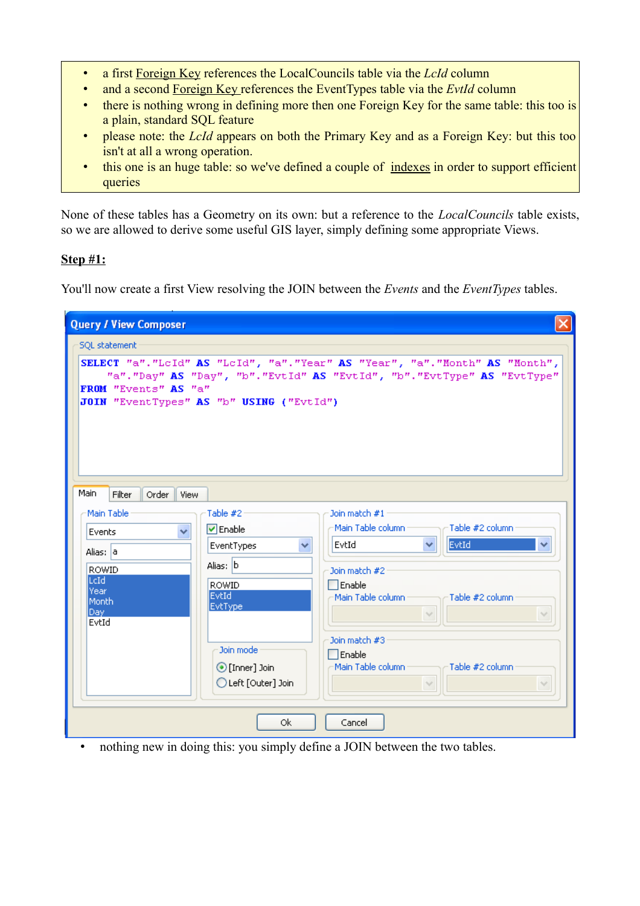- a first Foreign Key references the LocalCouncils table via the *LcId* column
- and a second Foreign Key references the EventTypes table via the *EvtId* column
- there is nothing wrong in defining more then one Foreign Key for the same table: this too is a plain, standard SQL feature
- please note: the *LcId* appears on both the Primary Key and as a Foreign Key: but this too isn't at all a wrong operation.
- this one is an huge table: so we've defined a couple of indexes in order to support efficient queries

None of these tables has a Geometry on its own: but a reference to the *LocalCouncils* table exists, so we are allowed to derive some useful GIS layer, simply defining some appropriate Views.

**Step #1:**

You'll now create a first View resolving the JOIN between the *Events* and the *EventTypes* tables.

```
SELECT "a"."LcId" AS "LcId", "a"."Year" AS "Year", "a"."Month" AS "Month",
    "a"."Day" AS "Day", "b"."EvtId" AS "EvtId", "b"."EvtType" AS "EvtType"
FROM "Events" AS "a"
JOIN "EventTypes" AS "b" USING ("EvtId")
```

- nothing new in doing this: you simply define a JOIN between the two tables.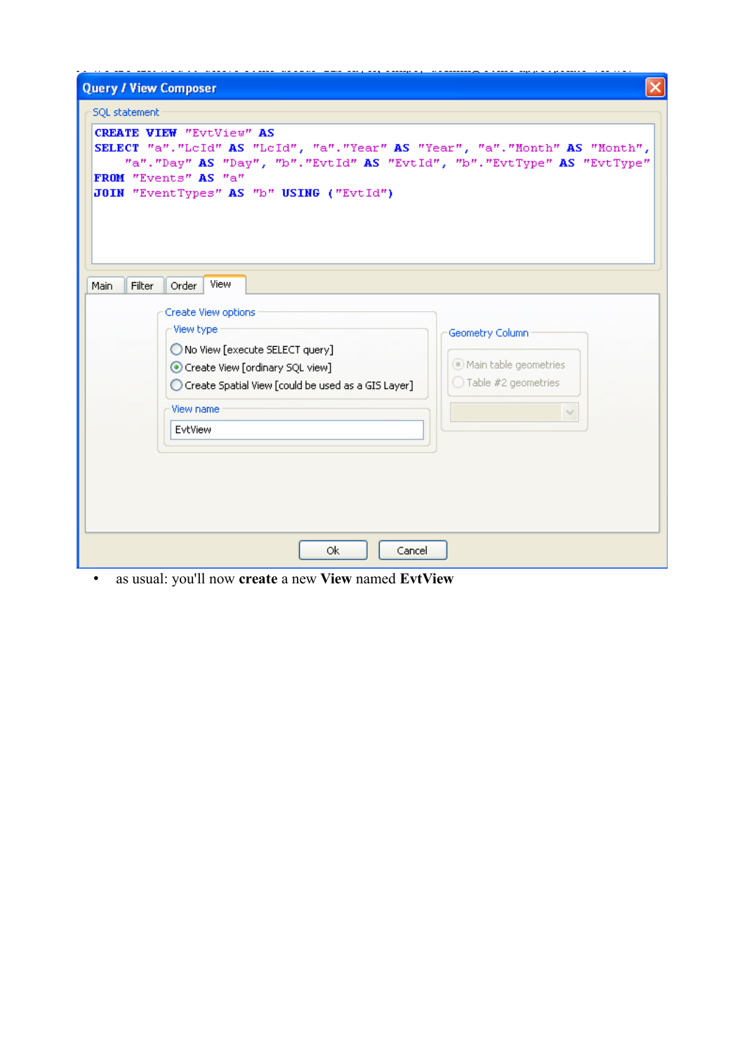**Query / View Composer**

SQL statement

```
CREATE VIEW "EvtView" AS
SELECT "a"."LcId" AS "LcId", "a"."Year" AS "Year", "a"."Month" AS "Month",
    "a"."Day" AS "Day", "b"."EvtId" AS "EvtId", "b"."EvtType" AS "EvtType"
FROM "Events" AS "a"
JOIN "EventTypes" AS "b" USING ("EvtId")
```

Main | Filter | Order | View

Create View options

View type

- No View [execute SELECT query]
- Create View [ordinary SQL view]
- Create Spatial View [could be used as a GIS Layer]

View name

EvtView

Geometry Column

- Main table geometries
- Table #2 geometries

Ok | Cancel

- as usual: you'll now **create** a new **View** named **EvtView**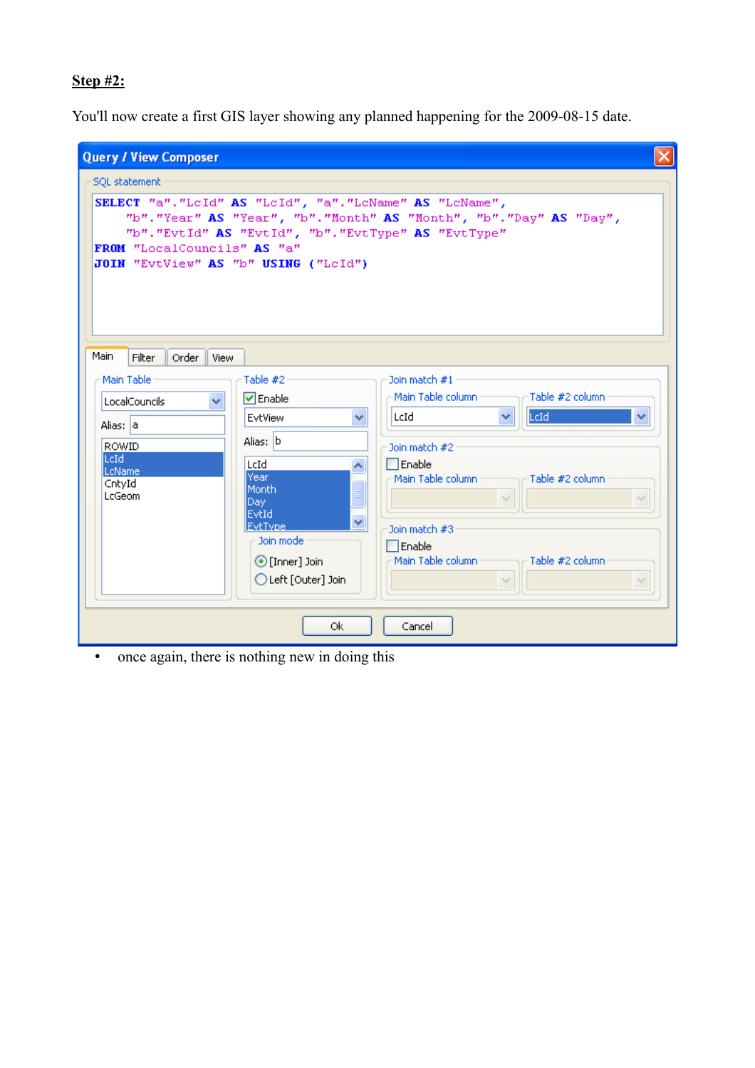**Step #2:**

You'll now create a first GIS layer showing any planned happening for the 2009-08-15 date.

Query / View Composer

SQL statement

```
SELECT "a"."LcId" AS "LcId", "a"."LcName" AS "LcName",
    "b"."Year" AS "Year", "b"."Month" AS "Month", "b"."Day" AS "Day",
    "b"."EvtId" AS "EvtId", "b"."EvtType" AS "EvtType"
FROM "LocalCouncils" AS "a"
JOIN "EvtView" AS "b" USING ("LcId")
```

Main | Filter | Order | View

Main Table: LocalCouncils
Alias: a
ROWID
LcId
LcName
CntyId
LcGeom

Table #2
Enable
EvtView
Alias: b
LcId
Year
Month
Day
EvtId
EvtType

Join mode
[Inner] Join
Left [Outer] Join

Join match #1
Main Table column: LcId
Table #2 column: LcId

Join match #2
Enable
Main Table column
Table #2 column

Join match #3
Enable
Main Table column
Table #2 column

Ok | Cancel

- once again, there is nothing new in doing this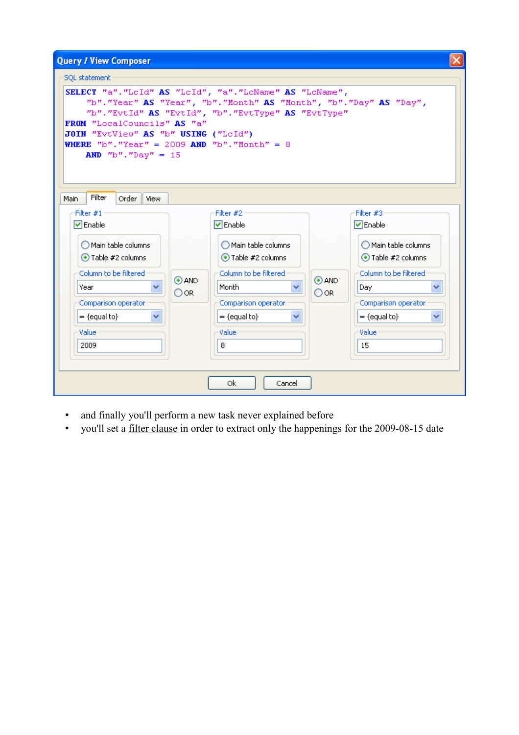**Query / View Composer**

SQL statement

```
SELECT "a"."LcId" AS "LcId", "a"."LcName" AS "LcName",
    "b"."Year" AS "Year", "b"."Month" AS "Month", "b"."Day" AS "Day",
    "b"."EvtId" AS "EvtId", "b"."EvtType" AS "EvtType"
FROM "LocalCouncils" AS "a"
JOIN "EvtView" AS "b" USING ("LcId")
WHERE "b"."Year" = 2009 AND "b"."Month" = 8
    AND "b"."Day" = 15
```

Main | Filter | Order | View

| Filter #1 | | Filter #2 | | Filter #3 |
|---|---|---|---|---|
| [x] Enable | | [x] Enable | | [x] Enable |
| ( ) Main table columns | | ( ) Main table columns | | ( ) Main table columns |
| (•) Table #2 columns | | (•) Table #2 columns | | (•) Table #2 columns |
| Column to be filtered: Year | (•) AND ( ) OR | Column to be filtered: Month | (•) AND ( ) OR | Column to be filtered: Day |
| Comparison operator: = {equal to} | | Comparison operator: = {equal to} | | Comparison operator: = {equal to} |
| Value: 2009 | | Value: 8 | | Value: 15 |

Ok | Cancel

- and finally you'll perform a new task never explained before
- you'll set a filter clause in order to extract only the happenings for the 2009-08-15 date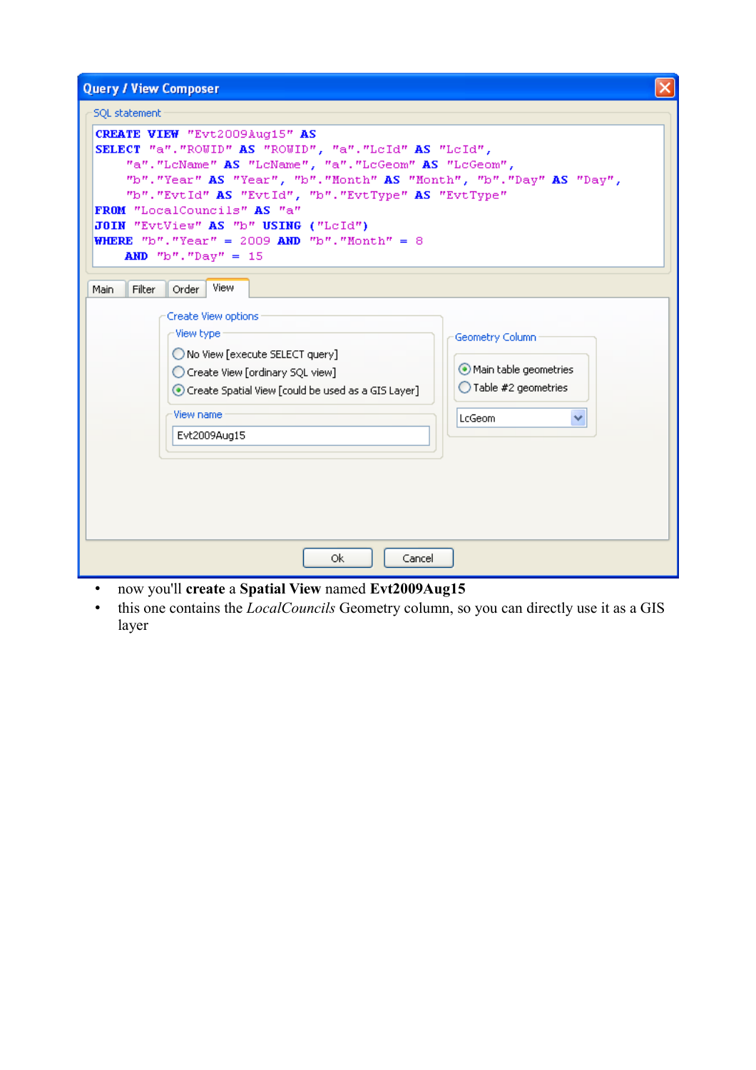**Query / View Composer**

SQL statement

```
CREATE VIEW "Evt2009Aug15" AS
SELECT "a"."ROWID" AS "ROWID", "a"."LcId" AS "LcId",
    "a"."LcName" AS "LcName", "a"."LcGeom" AS "LcGeom",
    "b"."Year" AS "Year", "b"."Month" AS "Month", "b"."Day" AS "Day",
    "b"."EvtId" AS "EvtId", "b"."EvtType" AS "EvtType"
FROM "LocalCouncils" AS "a"
JOIN "EvtView" AS "b" USING ("LcId")
WHERE "b"."Year" = 2009 AND "b"."Month" = 8
    AND "b"."Day" = 15
```

Main | Filter | Order | View

Create View options

View type
- ( ) No View [execute SELECT query]
- ( ) Create View [ordinary SQL view]
- (•) Create Spatial View [could be used as a GIS Layer]

View name: Evt2009Aug15

Geometry Column
- (•) Main table geometries
- ( ) Table #2 geometries

LcGeom

Ok | Cancel

- now you'll **create** a **Spatial View** named **Evt2009Aug15**
- this one contains the *LocalCouncils* Geometry column, so you can directly use it as a GIS layer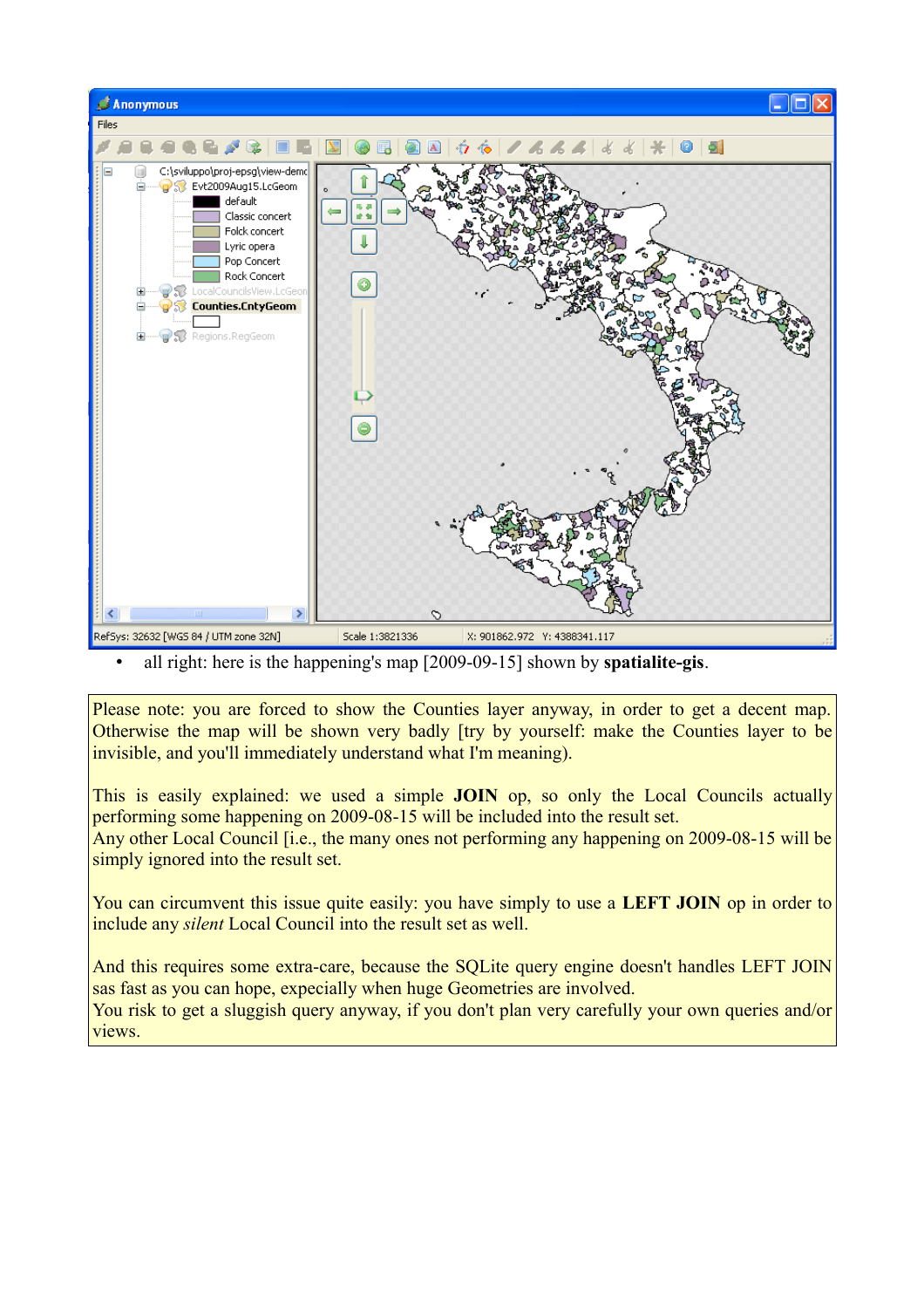- all right: here is the happening's map [2009-09-15] shown by **spatialite-gis**.

Please note: you are forced to show the Counties layer anyway, in order to get a decent map. Otherwise the map will be shown very badly [try by yourself: make the Counties layer to be invisible, and you'll immediately understand what I'm meaning).

This is easily explained: we used a simple **JOIN** op, so only the Local Councils actually performing some happening on 2009-08-15 will be included into the result set.
Any other Local Council [i.e., the many ones not performing any happening on 2009-08-15 will be simply ignored into the result set.

You can circumvent this issue quite easily: you have simply to use a **LEFT JOIN** op in order to include any *silent* Local Council into the result set as well.

And this requires some extra-care, because the SQLite query engine doesn't handles LEFT JOIN sas fast as you can hope, expecially when huge Geometries are involved.
You risk to get a sluggish query anyway, if you don't plan very carefully your own queries and/or views.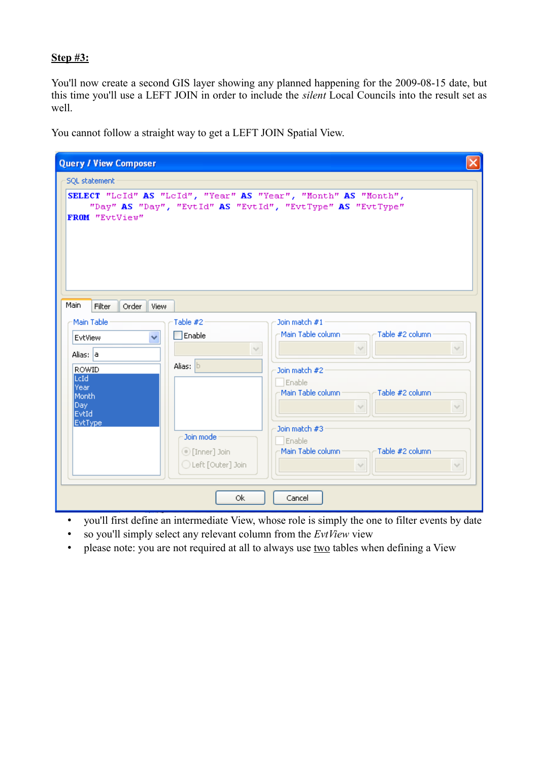**Step #3:**

You'll now create a second GIS layer showing any planned happening for the 2009-08-15 date, but this time you'll use a LEFT JOIN in order to include the *silent* Local Councils into the result set as well.

You cannot follow a straight way to get a LEFT JOIN Spatial View.

```
SELECT "LcId" AS "LcId", "Year" AS "Year", "Month" AS "Month",
    "Day" AS "Day", "EvtId" AS "EvtId", "EvtType" AS "EvtType"
FROM "EvtView"
```

- you'll first define an intermediate View, whose role is simply the one to filter events by date
- so you'll simply select any relevant column from the *EvtView* view
- please note: you are not required at all to always use <u>two</u> tables when defining a View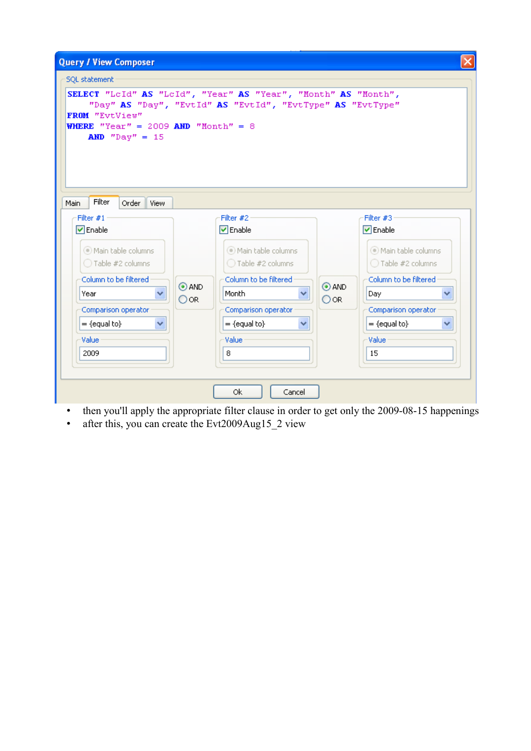```
SELECT "LcId" AS "LcId", "Year" AS "Year", "Month" AS "Month",
    "Day" AS "Day", "EvtId" AS "EvtId", "EvtType" AS "EvtType"
FROM "EvtView"
WHERE "Year" = 2009 AND "Month" = 8
    AND "Day" = 15
```

- then you'll apply the appropriate filter clause in order to get only the 2009-08-15 happenings
- after this, you can create the Evt2009Aug15_2 view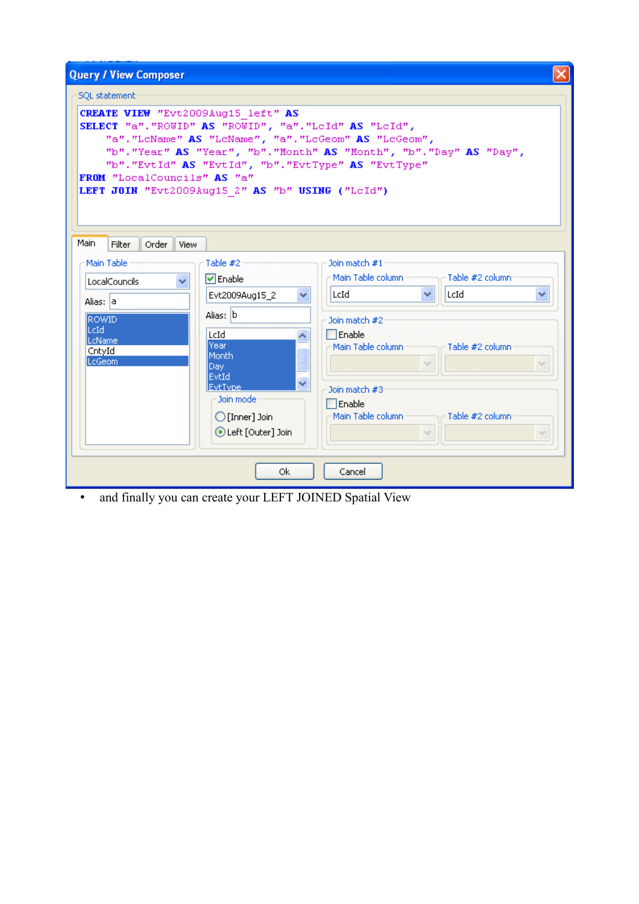**Query / View Composer**

SQL statement

```
CREATE VIEW "Evt2009Aug15_left" AS
SELECT "a"."ROWID" AS "ROWID", "a"."LcId" AS "LcId",
    "a"."LcName" AS "LcName", "a"."LcGeom" AS "LcGeom",
    "b"."Year" AS "Year", "b"."Month" AS "Month", "b"."Day" AS "Day",
    "b"."EvtId" AS "EvtId", "b"."EvtType" AS "EvtType"
FROM "LocalCouncils" AS "a"
LEFT JOIN "Evt2009Aug15_2" AS "b" USING ("LcId")
```

Main | Filter | Order | View

Main Table: LocalCouncils
Alias: a
Columns: ROWID, LcId, LcName, CntyId, LcGeom

Table #2: [x] Enable
Evt2009Aug15_2
Alias: b
Columns: LcId, Year, Month, Day, EvtId, EvtType

Join mode: ( ) [Inner] Join (•) Left [Outer] Join

Join match #1: Main Table column: LcId; Table #2 column: LcId

Join match #2: [ ] Enable; Main Table column; Table #2 column

Join match #3: [ ] Enable; Main Table column; Table #2 column

Ok | Cancel

- and finally you can create your LEFT JOINED Spatial View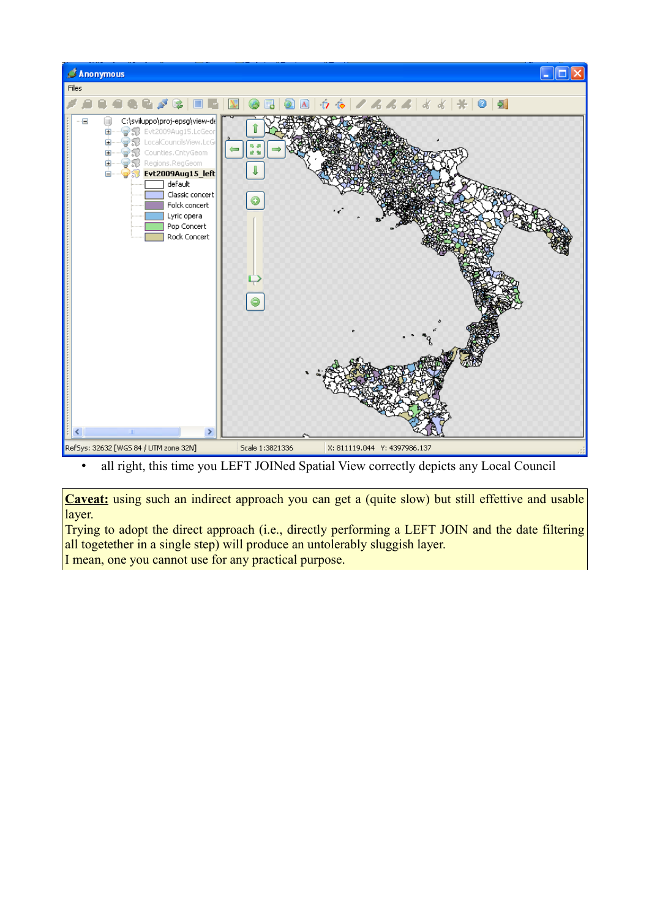- all right, this time you LEFT JOINed Spatial View correctly depicts any Local Council

**Caveat:** using such an indirect approach you can get a (quite slow) but still effettive and usable layer.
Trying to adopt the direct approach (i.e., directly performing a LEFT JOIN and the date filtering all togetether in a single step) will produce an untolerably sluggish layer.
I mean, one you cannot use for any practical purpose.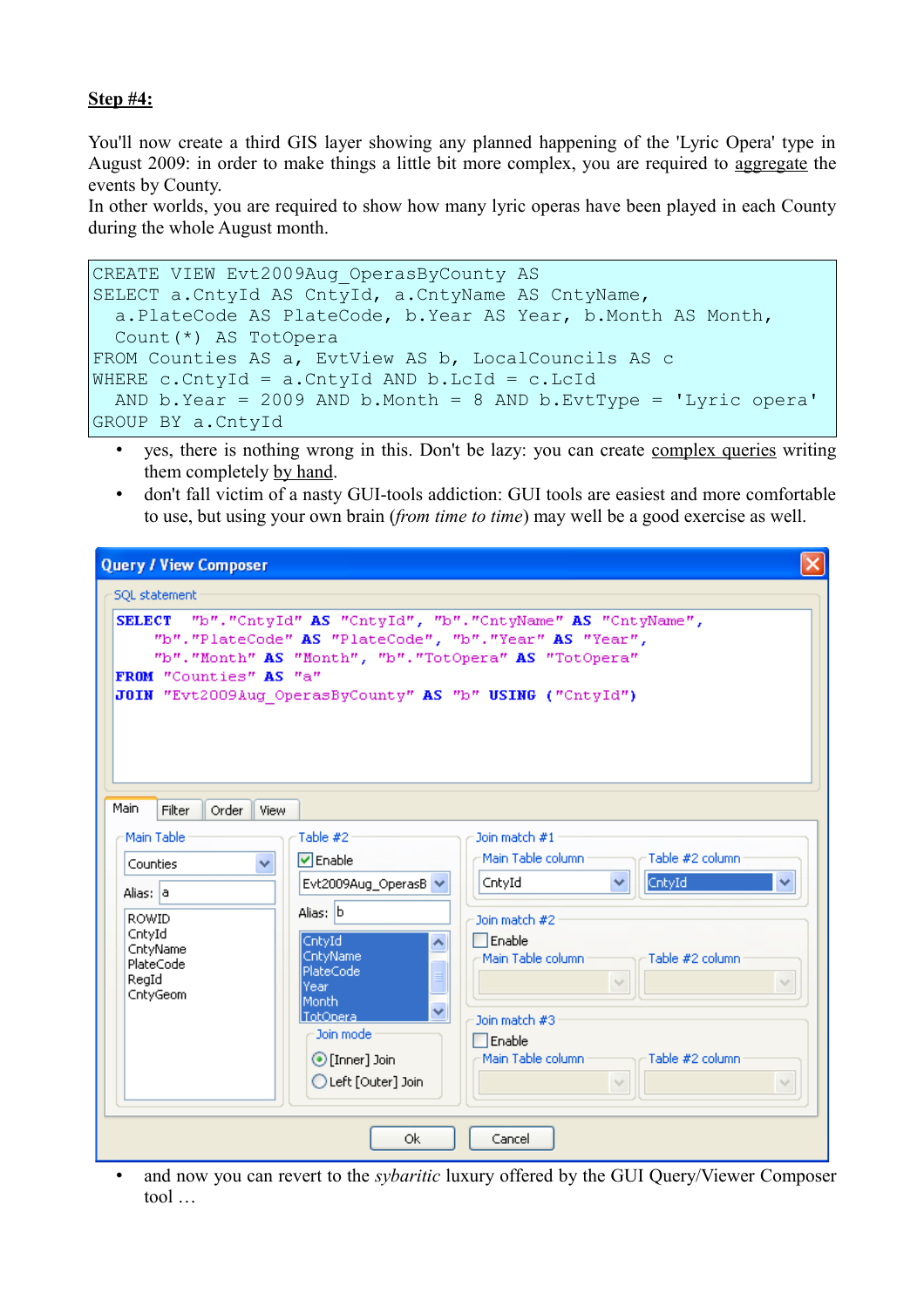**Step #4:**

You'll now create a third GIS layer showing any planned happening of the 'Lyric Opera' type in August 2009: in order to make things a little bit more complex, you are required to aggregate the events by County.
In other worlds, you are required to show how many lyric operas have been played in each County during the whole August month.

```
CREATE VIEW Evt2009Aug_OperasByCounty AS
SELECT a.CntyId AS CntyId, a.CntyName AS CntyName,
  a.PlateCode AS PlateCode, b.Year AS Year, b.Month AS Month,
  Count(*) AS TotOpera
FROM Counties AS a, EvtView AS b, LocalCouncils AS c
WHERE c.CntyId = a.CntyId AND b.LcId = c.LcId
  AND b.Year = 2009 AND b.Month = 8 AND b.EvtType = 'Lyric opera'
GROUP BY a.CntyId
```

- yes, there is nothing wrong in this. Don't be lazy: you can create complex queries writing them completely by hand.
- don't fall victim of a nasty GUI-tools addiction: GUI tools are easiest and more comfortable to use, but using your own brain (*from time to time*) may well be a good exercise as well.

```
SELECT "b"."CntyId" AS "CntyId", "b"."CntyName" AS "CntyName",
    "b"."PlateCode" AS "PlateCode", "b"."Year" AS "Year",
    "b"."Month" AS "Month", "b"."TotOpera" AS "TotOpera"
FROM "Counties" AS "a"
JOIN "Evt2009Aug_OperasByCounty" AS "b" USING ("CntyId")
```

- and now you can revert to the *sybaritic* luxury offered by the GUI Query/Viewer Composer tool …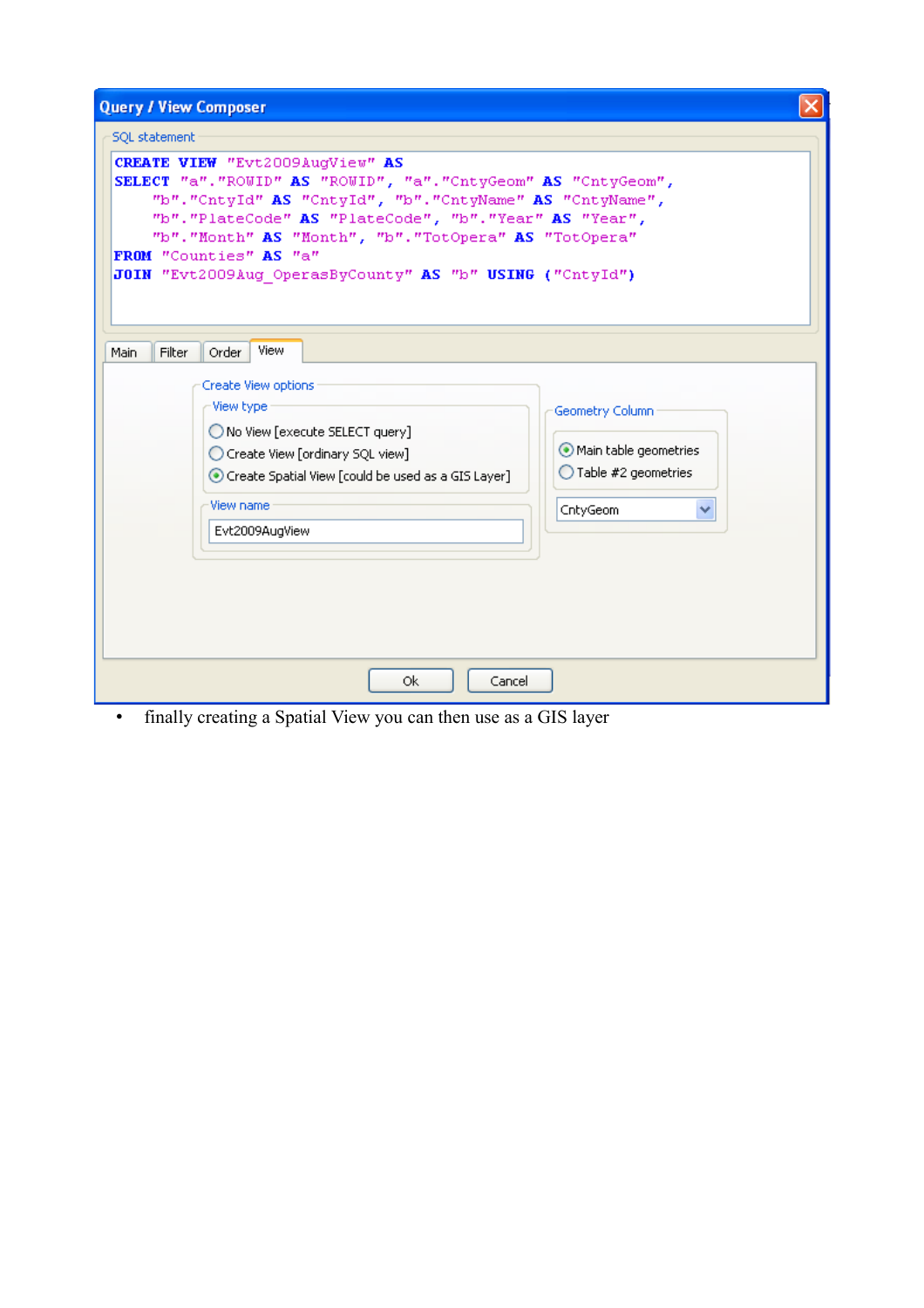**Query / View Composer**

SQL statement

```
CREATE VIEW "Evt2009AugView" AS
SELECT "a"."ROWID" AS "ROWID", "a"."CntyGeom" AS "CntyGeom",
    "b"."CntyId" AS "CntyId", "b"."CntyName" AS "CntyName",
    "b"."PlateCode" AS "PlateCode", "b"."Year" AS "Year",
    "b"."Month" AS "Month", "b"."TotOpera" AS "TotOpera"
FROM "Counties" AS "a"
JOIN "Evt2009Aug_OperasByCounty" AS "b" USING ("CntyId")
```

Main | Filter | Order | View

Create View options

View type

- No View [execute SELECT query]
- Create View [ordinary SQL view]
- (selected) Create Spatial View [could be used as a GIS Layer]

View name: Evt2009AugView

Geometry Column

- (selected) Main table geometries
- Table #2 geometries

CntyGeom

Ok | Cancel

- finally creating a Spatial View you can then use as a GIS layer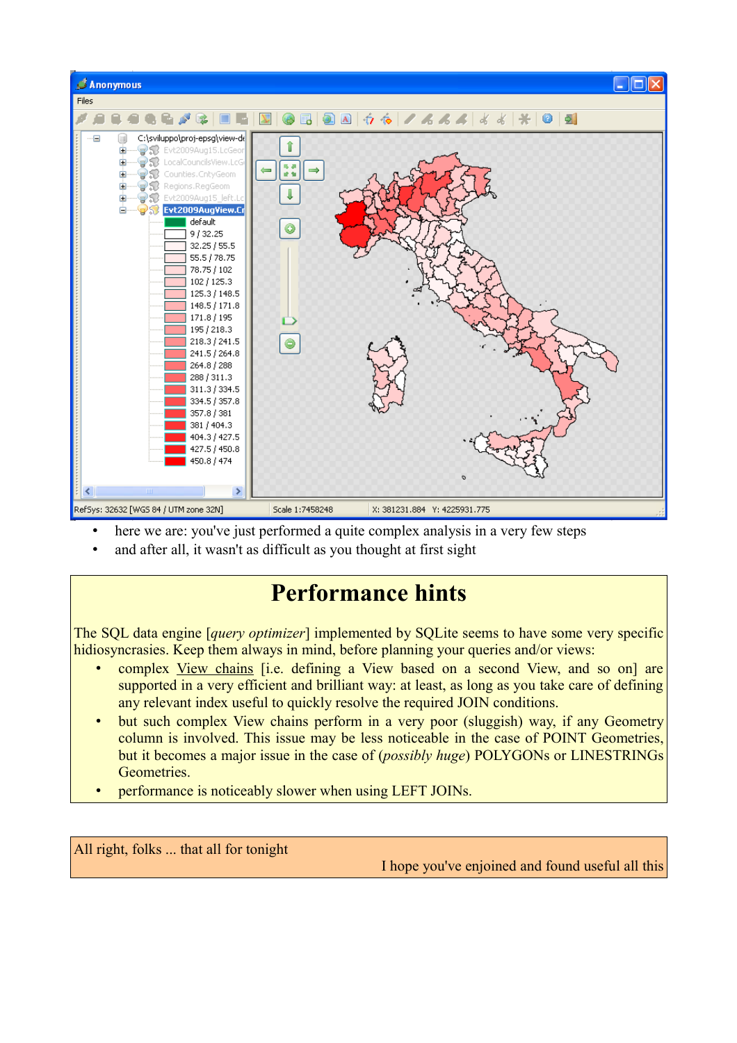- here we are: you've just performed a quite complex analysis in a very few steps
- and after all, it wasn't as difficult as you thought at first sight

# Performance hints

The SQL data engine [*query optimizer*] implemented by SQLite seems to have some very specific hidiosyncrasies. Keep them always in mind, before planning your queries and/or views:

- complex View chains [i.e. defining a View based on a second View, and so on] are supported in a very efficient and brilliant way: at least, as long as you take care of defining any relevant index useful to quickly resolve the required JOIN conditions.
- but such complex View chains perform in a very poor (sluggish) way, if any Geometry column is involved. This issue may be less noticeable in the case of POINT Geometries, but it becomes a major issue in the case of (*possibly huge*) POLYGONs or LINESTRINGs Geometries.
- performance is noticeably slower when using LEFT JOINs.

All right, folks ... that all for tonight

I hope you've enjoined and found useful all this